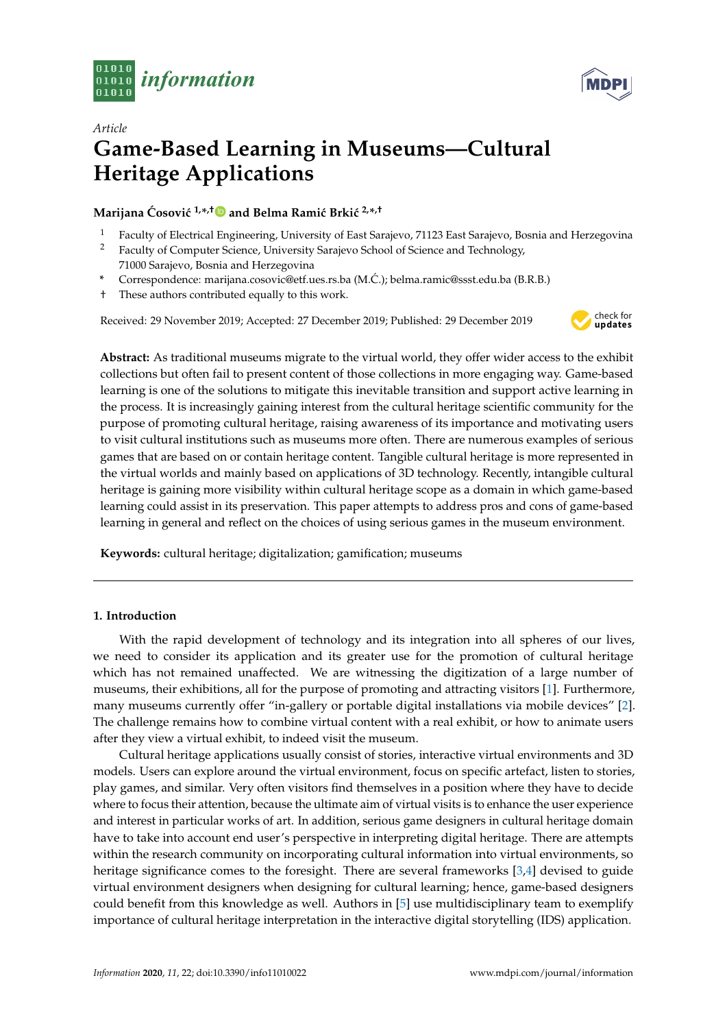Article

# Game-Based Learning in Museums—Cultural Heritage Applications

**Marijana Ćosović [1,*,†] and Belma Ramić Brkić [2,*,†]**

1 Faculty of Electrical Engineering, University of East Sarajevo, 71123 East Sarajevo, Bosnia and Herzegovina
2 Faculty of Computer Science, University Sarajevo School of Science and Technology, 71000 Sarajevo, Bosnia and Herzegovina
* Correspondence: marijana.cosovic@etf.ues.rs.ba (M.Ć.); belma.ramic@ssst.edu.ba (B.R.B.)
† These authors contributed equally to this work.

Received: 29 November 2019; Accepted: 27 December 2019; Published: 29 December 2019

**Abstract:** As traditional museums migrate to the virtual world, they offer wider access to the exhibit collections but often fail to present content of those collections in more engaging way. Game-based learning is one of the solutions to mitigate this inevitable transition and support active learning in the process. It is increasingly gaining interest from the cultural heritage scientific community for the purpose of promoting cultural heritage, raising awareness of its importance and motivating users to visit cultural institutions such as museums more often. There are numerous examples of serious games that are based on or contain heritage content. Tangible cultural heritage is more represented in the virtual worlds and mainly based on applications of 3D technology. Recently, intangible cultural heritage is gaining more visibility within cultural heritage scope as a domain in which game-based learning could assist in its preservation. This paper attempts to address pros and cons of game-based learning in general and reflect on the choices of using serious games in the museum environment.

**Keywords:** cultural heritage; digitalization; gamification; museums

## 1. Introduction

With the rapid development of technology and its integration into all spheres of our lives, we need to consider its application and its greater use for the promotion of cultural heritage which has not remained unaffected. We are witnessing the digitization of a large number of museums, their exhibitions, all for the purpose of promoting and attracting visitors [1]. Furthermore, many museums currently offer "in-gallery or portable digital installations via mobile devices" [2]. The challenge remains how to combine virtual content with a real exhibit, or how to animate users after they view a virtual exhibit, to indeed visit the museum.

Cultural heritage applications usually consist of stories, interactive virtual environments and 3D models. Users can explore around the virtual environment, focus on specific artefact, listen to stories, play games, and similar. Very often visitors find themselves in a position where they have to decide where to focus their attention, because the ultimate aim of virtual visits is to enhance the user experience and interest in particular works of art. In addition, serious game designers in cultural heritage domain have to take into account end user's perspective in interpreting digital heritage. There are attempts within the research community on incorporating cultural information into virtual environments, so heritage significance comes to the foresight. There are several frameworks [3,4] devised to guide virtual environment designers when designing for cultural learning; hence, game-based designers could benefit from this knowledge as well. Authors in [5] use multidisciplinary team to exemplify importance of cultural heritage interpretation in the interactive digital storytelling (IDS) application.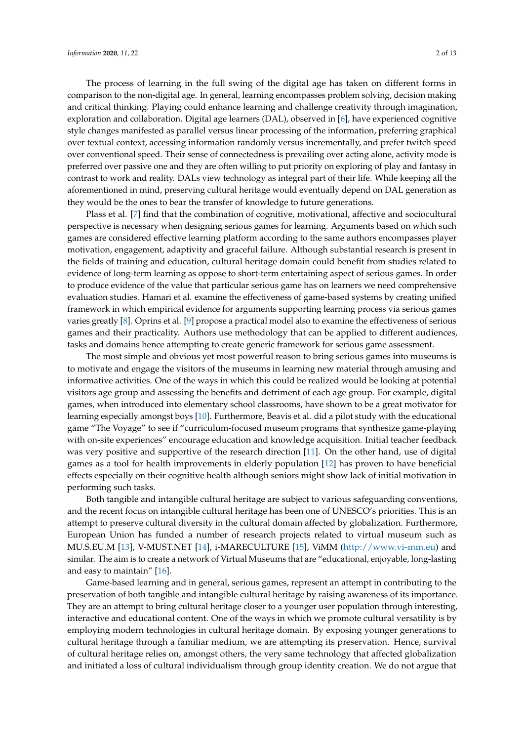The process of learning in the full swing of the digital age has taken on different forms in comparison to the non-digital age. In general, learning encompasses problem solving, decision making and critical thinking. Playing could enhance learning and challenge creativity through imagination, exploration and collaboration. Digital age learners (DAL), observed in [6], have experienced cognitive style changes manifested as parallel versus linear processing of the information, preferring graphical over textual context, accessing information randomly versus incrementally, and prefer twitch speed over conventional speed. Their sense of connectedness is prevailing over acting alone, activity mode is preferred over passive one and they are often willing to put priority on exploring of play and fantasy in contrast to work and reality. DALs view technology as integral part of their life. While keeping all the aforementioned in mind, preserving cultural heritage would eventually depend on DAL generation as they would be the ones to bear the transfer of knowledge to future generations.

Plass et al. [7] find that the combination of cognitive, motivational, affective and sociocultural perspective is necessary when designing serious games for learning. Arguments based on which such games are considered effective learning platform according to the same authors encompasses player motivation, engagement, adaptivity and graceful failure. Although substantial research is present in the fields of training and education, cultural heritage domain could benefit from studies related to evidence of long-term learning as oppose to short-term entertaining aspect of serious games. In order to produce evidence of the value that particular serious game has on learners we need comprehensive evaluation studies. Hamari et al. examine the effectiveness of game-based systems by creating unified framework in which empirical evidence for arguments supporting learning process via serious games varies greatly [8]. Oprins et al. [9] propose a practical model also to examine the effectiveness of serious games and their practicality. Authors use methodology that can be applied to different audiences, tasks and domains hence attempting to create generic framework for serious game assessment.

The most simple and obvious yet most powerful reason to bring serious games into museums is to motivate and engage the visitors of the museums in learning new material through amusing and informative activities. One of the ways in which this could be realized would be looking at potential visitors age group and assessing the benefits and detriment of each age group. For example, digital games, when introduced into elementary school classrooms, have shown to be a great motivator for learning especially amongst boys [10]. Furthermore, Beavis et al. did a pilot study with the educational game "The Voyage" to see if "curriculum-focused museum programs that synthesize game-playing with on-site experiences" encourage education and knowledge acquisition. Initial teacher feedback was very positive and supportive of the research direction [11]. On the other hand, use of digital games as a tool for health improvements in elderly population [12] has proven to have beneficial effects especially on their cognitive health although seniors might show lack of initial motivation in performing such tasks.

Both tangible and intangible cultural heritage are subject to various safeguarding conventions, and the recent focus on intangible cultural heritage has been one of UNESCO's priorities. This is an attempt to preserve cultural diversity in the cultural domain affected by globalization. Furthermore, European Union has funded a number of research projects related to virtual museum such as MU.S.EU.M [13], V-MUST.NET [14], i-MARECULTURE [15], ViMM (http://www.vi-mm.eu) and similar. The aim is to create a network of Virtual Museums that are "educational, enjoyable, long-lasting and easy to maintain" [16].

Game-based learning and in general, serious games, represent an attempt in contributing to the preservation of both tangible and intangible cultural heritage by raising awareness of its importance. They are an attempt to bring cultural heritage closer to a younger user population through interesting, interactive and educational content. One of the ways in which we promote cultural versatility is by employing modern technologies in cultural heritage domain. By exposing younger generations to cultural heritage through a familiar medium, we are attempting its preservation. Hence, survival of cultural heritage relies on, amongst others, the very same technology that affected globalization and initiated a loss of cultural individualism through group identity creation. We do not argue that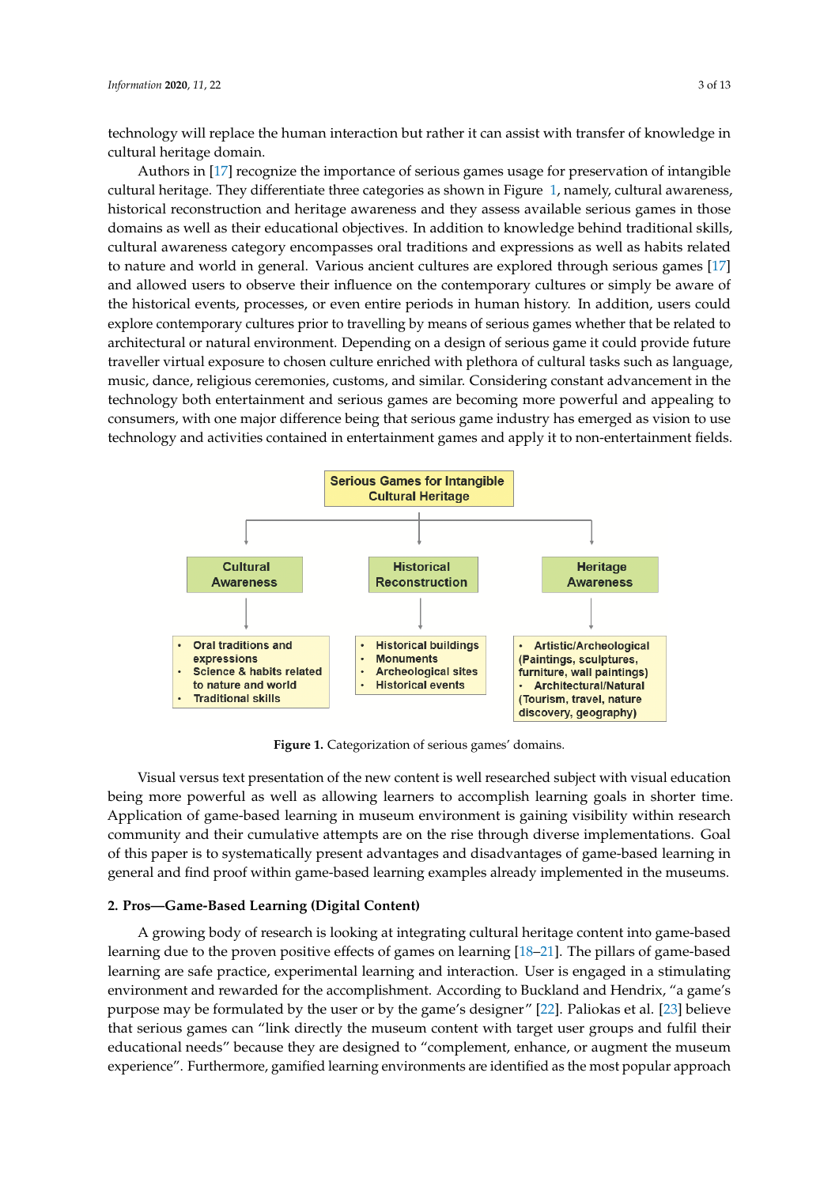technology will replace the human interaction but rather it can assist with transfer of knowledge in cultural heritage domain.

Authors in [17] recognize the importance of serious games usage for preservation of intangible cultural heritage. They differentiate three categories as shown in Figure 1, namely, cultural awareness, historical reconstruction and heritage awareness and they assess available serious games in those domains as well as their educational objectives. In addition to knowledge behind traditional skills, cultural awareness category encompasses oral traditions and expressions as well as habits related to nature and world in general. Various ancient cultures are explored through serious games [17] and allowed users to observe their influence on the contemporary cultures or simply be aware of the historical events, processes, or even entire periods in human history. In addition, users could explore contemporary cultures prior to travelling by means of serious games whether that be related to architectural or natural environment. Depending on a design of serious game it could provide future traveller virtual exposure to chosen culture enriched with plethora of cultural tasks such as language, music, dance, religious ceremonies, customs, and similar. Considering constant advancement in the technology both entertainment and serious games are becoming more powerful and appealing to consumers, with one major difference being that serious game industry has emerged as vision to use technology and activities contained in entertainment games and apply it to non-entertainment fields.

Serious Games for Intangible Cultural Heritage

- Cultural Awareness
  - Oral traditions and expressions
  - Science & habits related to nature and world
  - Traditional skills
- Historical Reconstruction
  - Historical buildings
  - Monuments
  - Archeological sites
  - Historical events
- Heritage Awareness
  - Artistic/Archeological (Paintings, sculptures, furniture, wall paintings)
  - Architectural/Natural (Tourism, travel, nature discovery, geography)

**Figure 1.** Categorization of serious games' domains.

Visual versus text presentation of the new content is well researched subject with visual education being more powerful as well as allowing learners to accomplish learning goals in shorter time. Application of game-based learning in museum environment is gaining visibility within research community and their cumulative attempts are on the rise through diverse implementations. Goal of this paper is to systematically present advantages and disadvantages of game-based learning in general and find proof within game-based learning examples already implemented in the museums.

## 2. Pros—Game-Based Learning (Digital Content)

A growing body of research is looking at integrating cultural heritage content into game-based learning due to the proven positive effects of games on learning [18–21]. The pillars of game-based learning are safe practice, experimental learning and interaction. User is engaged in a stimulating environment and rewarded for the accomplishment. According to Buckland and Hendrix, "a game's purpose may be formulated by the user or by the game's designer" [22]. Paliokas et al. [23] believe that serious games can "link directly the museum content with target user groups and fulfil their educational needs" because they are designed to "complement, enhance, or augment the museum experience". Furthermore, gamified learning environments are identified as the most popular approach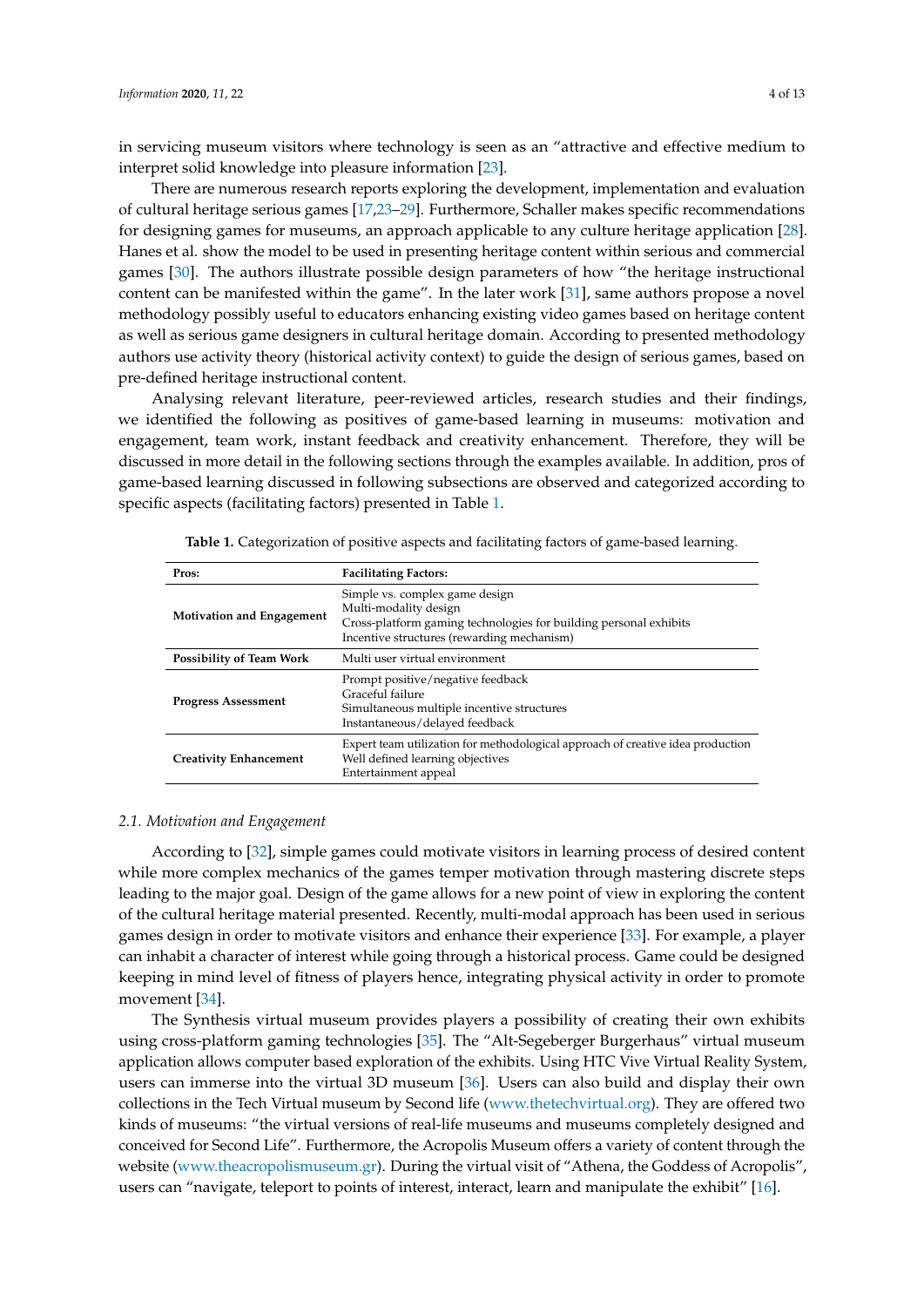in servicing museum visitors where technology is seen as an "attractive and effective medium to interpret solid knowledge into pleasure information [23].

There are numerous research reports exploring the development, implementation and evaluation of cultural heritage serious games [17,23–29]. Furthermore, Schaller makes specific recommendations for designing games for museums, an approach applicable to any culture heritage application [28]. Hanes et al. show the model to be used in presenting heritage content within serious and commercial games [30]. The authors illustrate possible design parameters of how "the heritage instructional content can be manifested within the game". In the later work [31], same authors propose a novel methodology possibly useful to educators enhancing existing video games based on heritage content as well as serious game designers in cultural heritage domain. According to presented methodology authors use activity theory (historical activity context) to guide the design of serious games, based on pre-defined heritage instructional content.

Analysing relevant literature, peer-reviewed articles, research studies and their findings, we identified the following as positives of game-based learning in museums: motivation and engagement, team work, instant feedback and creativity enhancement. Therefore, they will be discussed in more detail in the following sections through the examples available. In addition, pros of game-based learning discussed in following subsections are observed and categorized according to specific aspects (facilitating factors) presented in Table 1.

**Table 1.** Categorization of positive aspects and facilitating factors of game-based learning.

| Pros: | Facilitating Factors: |
|---|---|
| **Motivation and Engagement** | Simple vs. complex game design<br>Multi-modality design<br>Cross-platform gaming technologies for building personal exhibits<br>Incentive structures (rewarding mechanism) |
| **Possibility of Team Work** | Multi user virtual environment |
| **Progress Assessment** | Prompt positive/negative feedback<br>Graceful failure<br>Simultaneous multiple incentive structures<br>Instantaneous/delayed feedback |
| **Creativity Enhancement** | Expert team utilization for methodological approach of creative idea production<br>Well defined learning objectives<br>Entertainment appeal |

### *2.1. Motivation and Engagement*

According to [32], simple games could motivate visitors in learning process of desired content while more complex mechanics of the games temper motivation through mastering discrete steps leading to the major goal. Design of the game allows for a new point of view in exploring the content of the cultural heritage material presented. Recently, multi-modal approach has been used in serious games design in order to motivate visitors and enhance their experience [33]. For example, a player can inhabit a character of interest while going through a historical process. Game could be designed keeping in mind level of fitness of players hence, integrating physical activity in order to promote movement [34].

The Synthesis virtual museum provides players a possibility of creating their own exhibits using cross-platform gaming technologies [35]. The "Alt-Segeberger Burgerhaus" virtual museum application allows computer based exploration of the exhibits. Using HTC Vive Virtual Reality System, users can immerse into the virtual 3D museum [36]. Users can also build and display their own collections in the Tech Virtual museum by Second life (www.thetechvirtual.org). They are offered two kinds of museums: "the virtual versions of real-life museums and museums completely designed and conceived for Second Life". Furthermore, the Acropolis Museum offers a variety of content through the website (www.theacropolismuseum.gr). During the virtual visit of "Athena, the Goddess of Acropolis", users can "navigate, teleport to points of interest, interact, learn and manipulate the exhibit" [16].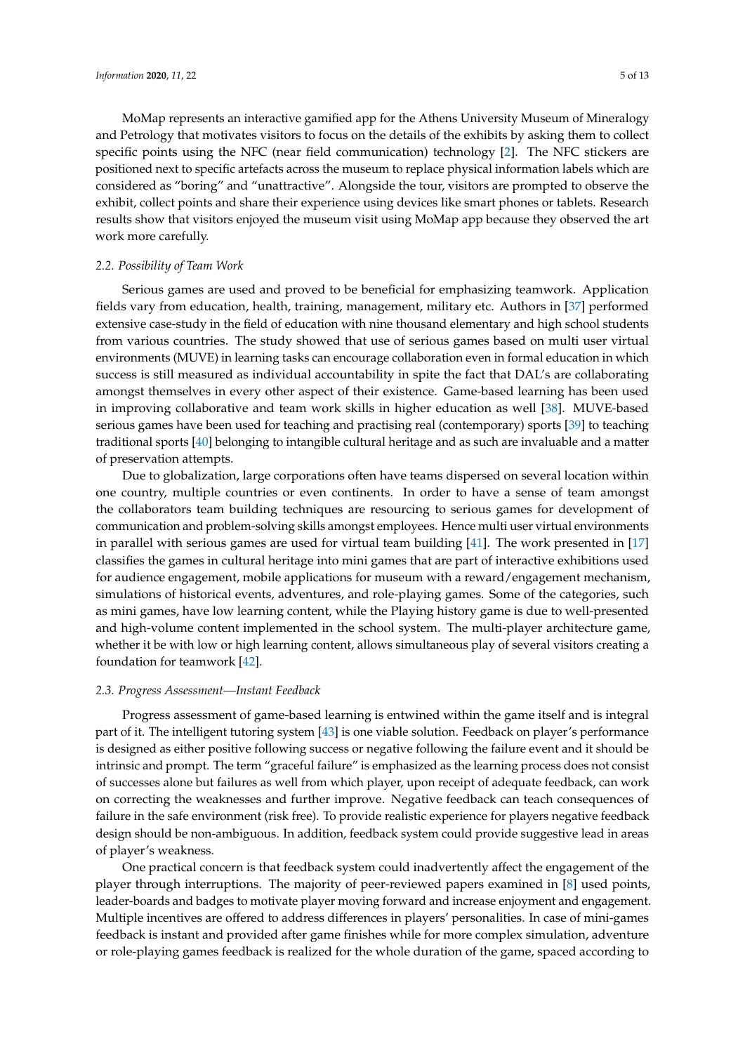MoMap represents an interactive gamified app for the Athens University Museum of Mineralogy and Petrology that motivates visitors to focus on the details of the exhibits by asking them to collect specific points using the NFC (near field communication) technology [2]. The NFC stickers are positioned next to specific artefacts across the museum to replace physical information labels which are considered as "boring" and "unattractive". Alongside the tour, visitors are prompted to observe the exhibit, collect points and share their experience using devices like smart phones or tablets. Research results show that visitors enjoyed the museum visit using MoMap app because they observed the art work more carefully.

### 2.2. Possibility of Team Work

Serious games are used and proved to be beneficial for emphasizing teamwork. Application fields vary from education, health, training, management, military etc. Authors in [37] performed extensive case-study in the field of education with nine thousand elementary and high school students from various countries. The study showed that use of serious games based on multi user virtual environments (MUVE) in learning tasks can encourage collaboration even in formal education in which success is still measured as individual accountability in spite the fact that DAL's are collaborating amongst themselves in every other aspect of their existence. Game-based learning has been used in improving collaborative and team work skills in higher education as well [38]. MUVE-based serious games have been used for teaching and practising real (contemporary) sports [39] to teaching traditional sports [40] belonging to intangible cultural heritage and as such are invaluable and a matter of preservation attempts.

Due to globalization, large corporations often have teams dispersed on several location within one country, multiple countries or even continents. In order to have a sense of team amongst the collaborators team building techniques are resourcing to serious games for development of communication and problem-solving skills amongst employees. Hence multi user virtual environments in parallel with serious games are used for virtual team building [41]. The work presented in [17] classifies the games in cultural heritage into mini games that are part of interactive exhibitions used for audience engagement, mobile applications for museum with a reward/engagement mechanism, simulations of historical events, adventures, and role-playing games. Some of the categories, such as mini games, have low learning content, while the Playing history game is due to well-presented and high-volume content implemented in the school system. The multi-player architecture game, whether it be with low or high learning content, allows simultaneous play of several visitors creating a foundation for teamwork [42].

### 2.3. Progress Assessment—Instant Feedback

Progress assessment of game-based learning is entwined within the game itself and is integral part of it. The intelligent tutoring system [43] is one viable solution. Feedback on player's performance is designed as either positive following success or negative following the failure event and it should be intrinsic and prompt. The term "graceful failure" is emphasized as the learning process does not consist of successes alone but failures as well from which player, upon receipt of adequate feedback, can work on correcting the weaknesses and further improve. Negative feedback can teach consequences of failure in the safe environment (risk free). To provide realistic experience for players negative feedback design should be non-ambiguous. In addition, feedback system could provide suggestive lead in areas of player's weakness.

One practical concern is that feedback system could inadvertently affect the engagement of the player through interruptions. The majority of peer-reviewed papers examined in [8] used points, leader-boards and badges to motivate player moving forward and increase enjoyment and engagement. Multiple incentives are offered to address differences in players' personalities. In case of mini-games feedback is instant and provided after game finishes while for more complex simulation, adventure or role-playing games feedback is realized for the whole duration of the game, spaced according to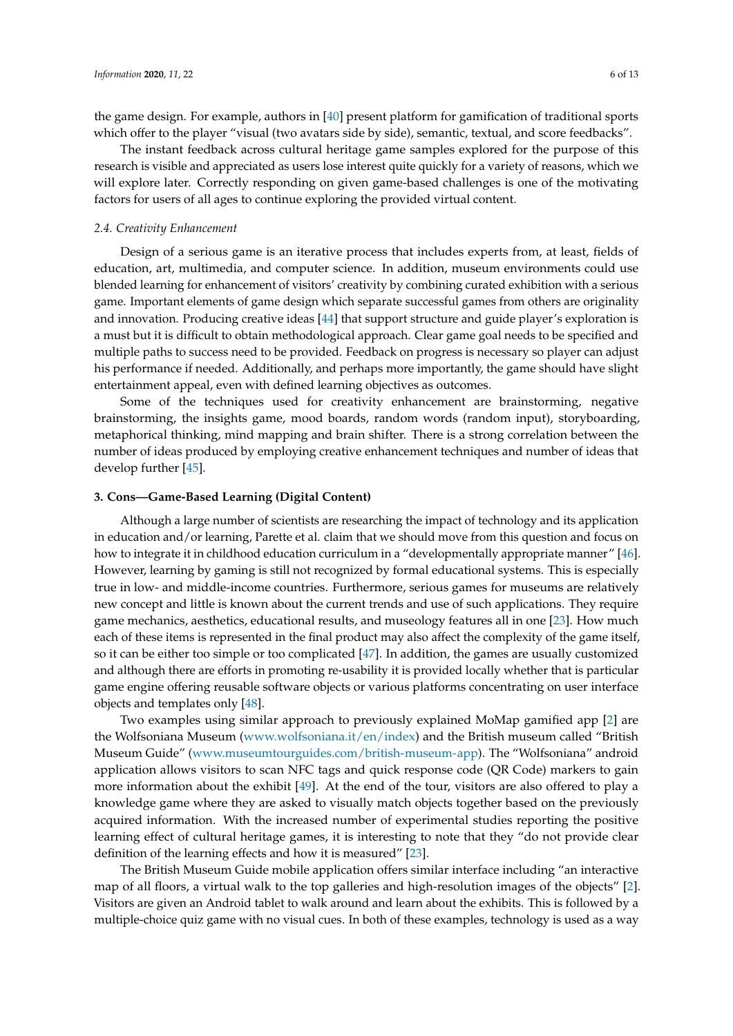the game design. For example, authors in [40] present platform for gamification of traditional sports which offer to the player "visual (two avatars side by side), semantic, textual, and score feedbacks".

The instant feedback across cultural heritage game samples explored for the purpose of this research is visible and appreciated as users lose interest quite quickly for a variety of reasons, which we will explore later. Correctly responding on given game-based challenges is one of the motivating factors for users of all ages to continue exploring the provided virtual content.

### *2.4. Creativity Enhancement*

Design of a serious game is an iterative process that includes experts from, at least, fields of education, art, multimedia, and computer science. In addition, museum environments could use blended learning for enhancement of visitors' creativity by combining curated exhibition with a serious game. Important elements of game design which separate successful games from others are originality and innovation. Producing creative ideas [44] that support structure and guide player's exploration is a must but it is difficult to obtain methodological approach. Clear game goal needs to be specified and multiple paths to success need to be provided. Feedback on progress is necessary so player can adjust his performance if needed. Additionally, and perhaps more importantly, the game should have slight entertainment appeal, even with defined learning objectives as outcomes.

Some of the techniques used for creativity enhancement are brainstorming, negative brainstorming, the insights game, mood boards, random words (random input), storyboarding, metaphorical thinking, mind mapping and brain shifter. There is a strong correlation between the number of ideas produced by employing creative enhancement techniques and number of ideas that develop further [45].

## **3. Cons—Game-Based Learning (Digital Content)**

Although a large number of scientists are researching the impact of technology and its application in education and/or learning, Parette et al. claim that we should move from this question and focus on how to integrate it in childhood education curriculum in a "developmentally appropriate manner" [46]. However, learning by gaming is still not recognized by formal educational systems. This is especially true in low- and middle-income countries. Furthermore, serious games for museums are relatively new concept and little is known about the current trends and use of such applications. They require game mechanics, aesthetics, educational results, and museology features all in one [23]. How much each of these items is represented in the final product may also affect the complexity of the game itself, so it can be either too simple or too complicated [47]. In addition, the games are usually customized and although there are efforts in promoting re-usability it is provided locally whether that is particular game engine offering reusable software objects or various platforms concentrating on user interface objects and templates only [48].

Two examples using similar approach to previously explained MoMap gamified app [2] are the Wolfsoniana Museum (www.wolfsoniana.it/en/index) and the British museum called "British Museum Guide" (www.museumtourguides.com/british-museum-app). The "Wolfsoniana" android application allows visitors to scan NFC tags and quick response code (QR Code) markers to gain more information about the exhibit [49]. At the end of the tour, visitors are also offered to play a knowledge game where they are asked to visually match objects together based on the previously acquired information. With the increased number of experimental studies reporting the positive learning effect of cultural heritage games, it is interesting to note that they "do not provide clear definition of the learning effects and how it is measured" [23].

The British Museum Guide mobile application offers similar interface including "an interactive map of all floors, a virtual walk to the top galleries and high-resolution images of the objects" [2]. Visitors are given an Android tablet to walk around and learn about the exhibits. This is followed by a multiple-choice quiz game with no visual cues. In both of these examples, technology is used as a way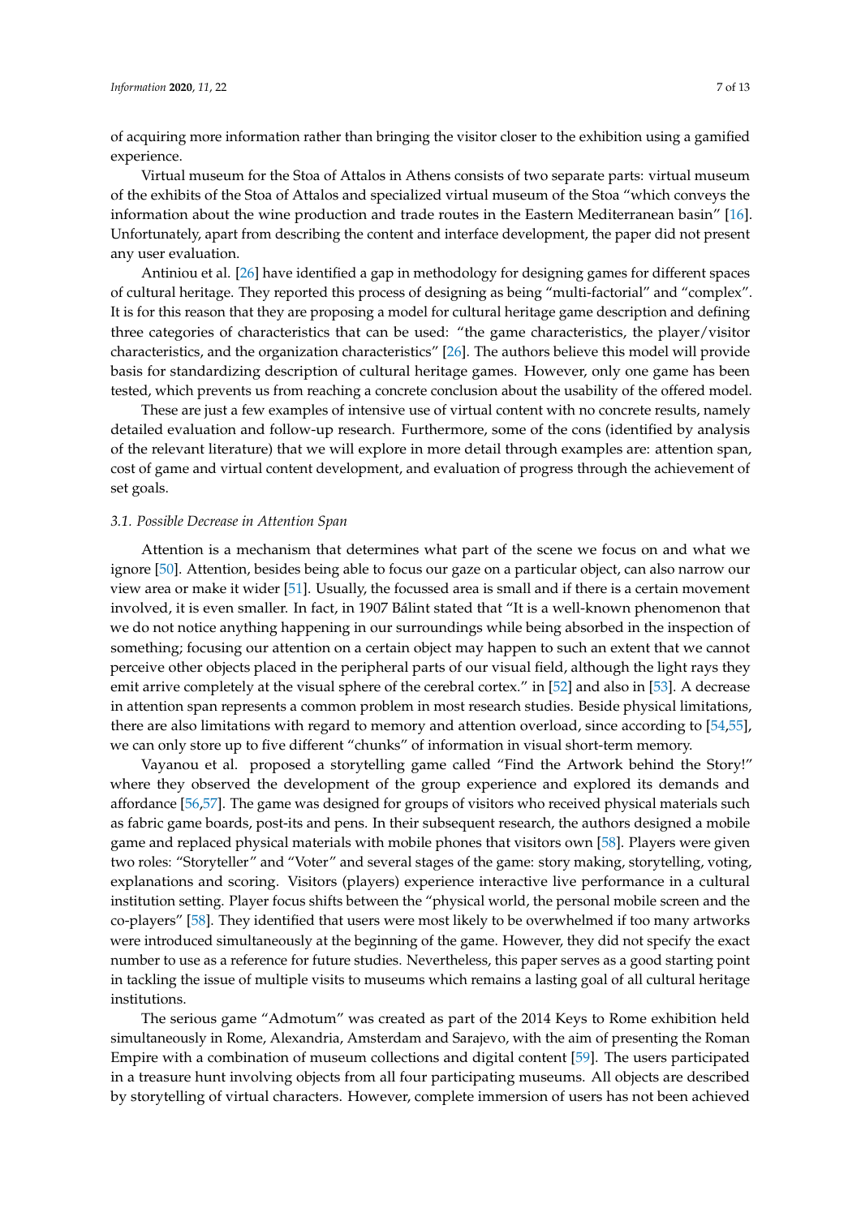of acquiring more information rather than bringing the visitor closer to the exhibition using a gamified experience.

Virtual museum for the Stoa of Attalos in Athens consists of two separate parts: virtual museum of the exhibits of the Stoa of Attalos and specialized virtual museum of the Stoa "which conveys the information about the wine production and trade routes in the Eastern Mediterranean basin" [16]. Unfortunately, apart from describing the content and interface development, the paper did not present any user evaluation.

Antiniou et al. [26] have identified a gap in methodology for designing games for different spaces of cultural heritage. They reported this process of designing as being "multi-factorial" and "complex". It is for this reason that they are proposing a model for cultural heritage game description and defining three categories of characteristics that can be used: "the game characteristics, the player/visitor characteristics, and the organization characteristics" [26]. The authors believe this model will provide basis for standardizing description of cultural heritage games. However, only one game has been tested, which prevents us from reaching a concrete conclusion about the usability of the offered model.

These are just a few examples of intensive use of virtual content with no concrete results, namely detailed evaluation and follow-up research. Furthermore, some of the cons (identified by analysis of the relevant literature) that we will explore in more detail through examples are: attention span, cost of game and virtual content development, and evaluation of progress through the achievement of set goals.

### *3.1. Possible Decrease in Attention Span*

Attention is a mechanism that determines what part of the scene we focus on and what we ignore [50]. Attention, besides being able to focus our gaze on a particular object, can also narrow our view area or make it wider [51]. Usually, the focussed area is small and if there is a certain movement involved, it is even smaller. In fact, in 1907 Bálint stated that "It is a well-known phenomenon that we do not notice anything happening in our surroundings while being absorbed in the inspection of something; focusing our attention on a certain object may happen to such an extent that we cannot perceive other objects placed in the peripheral parts of our visual field, although the light rays they emit arrive completely at the visual sphere of the cerebral cortex." in [52] and also in [53]. A decrease in attention span represents a common problem in most research studies. Beside physical limitations, there are also limitations with regard to memory and attention overload, since according to [54,55], we can only store up to five different "chunks" of information in visual short-term memory.

Vayanou et al. proposed a storytelling game called "Find the Artwork behind the Story!" where they observed the development of the group experience and explored its demands and affordance [56,57]. The game was designed for groups of visitors who received physical materials such as fabric game boards, post-its and pens. In their subsequent research, the authors designed a mobile game and replaced physical materials with mobile phones that visitors own [58]. Players were given two roles: "Storyteller" and "Voter" and several stages of the game: story making, storytelling, voting, explanations and scoring. Visitors (players) experience interactive live performance in a cultural institution setting. Player focus shifts between the "physical world, the personal mobile screen and the co-players" [58]. They identified that users were most likely to be overwhelmed if too many artworks were introduced simultaneously at the beginning of the game. However, they did not specify the exact number to use as a reference for future studies. Nevertheless, this paper serves as a good starting point in tackling the issue of multiple visits to museums which remains a lasting goal of all cultural heritage institutions.

The serious game "Admotum" was created as part of the 2014 Keys to Rome exhibition held simultaneously in Rome, Alexandria, Amsterdam and Sarajevo, with the aim of presenting the Roman Empire with a combination of museum collections and digital content [59]. The users participated in a treasure hunt involving objects from all four participating museums. All objects are described by storytelling of virtual characters. However, complete immersion of users has not been achieved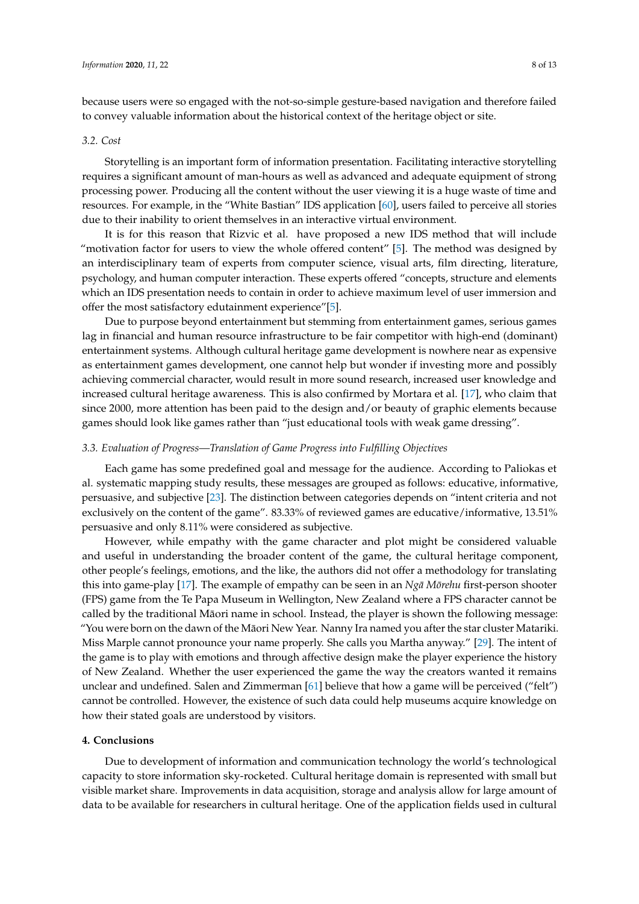because users were so engaged with the not-so-simple gesture-based navigation and therefore failed to convey valuable information about the historical context of the heritage object or site.

### 3.2. Cost

Storytelling is an important form of information presentation. Facilitating interactive storytelling requires a significant amount of man-hours as well as advanced and adequate equipment of strong processing power. Producing all the content without the user viewing it is a huge waste of time and resources. For example, in the "White Bastian" IDS application [60], users failed to perceive all stories due to their inability to orient themselves in an interactive virtual environment.

It is for this reason that Rizvic et al. have proposed a new IDS method that will include "motivation factor for users to view the whole offered content" [5]. The method was designed by an interdisciplinary team of experts from computer science, visual arts, film directing, literature, psychology, and human computer interaction. These experts offered "concepts, structure and elements which an IDS presentation needs to contain in order to achieve maximum level of user immersion and offer the most satisfactory edutainment experience"[5].

Due to purpose beyond entertainment but stemming from entertainment games, serious games lag in financial and human resource infrastructure to be fair competitor with high-end (dominant) entertainment systems. Although cultural heritage game development is nowhere near as expensive as entertainment games development, one cannot help but wonder if investing more and possibly achieving commercial character, would result in more sound research, increased user knowledge and increased cultural heritage awareness. This is also confirmed by Mortara et al. [17], who claim that since 2000, more attention has been paid to the design and/or beauty of graphic elements because games should look like games rather than "just educational tools with weak game dressing".

### 3.3. Evaluation of Progress—Translation of Game Progress into Fulfilling Objectives

Each game has some predefined goal and message for the audience. According to Paliokas et al. systematic mapping study results, these messages are grouped as follows: educative, informative, persuasive, and subjective [23]. The distinction between categories depends on "intent criteria and not exclusively on the content of the game". 83.33% of reviewed games are educative/informative, 13.51% persuasive and only 8.11% were considered as subjective.

However, while empathy with the game character and plot might be considered valuable and useful in understanding the broader content of the game, the cultural heritage component, other people's feelings, emotions, and the like, the authors did not offer a methodology for translating this into game-play [17]. The example of empathy can be seen in an *Ngā Mōrehu* first-person shooter (FPS) game from the Te Papa Museum in Wellington, New Zealand where a FPS character cannot be called by the traditional Māori name in school. Instead, the player is shown the following message: "You were born on the dawn of the Māori New Year. Nanny Ira named you after the star cluster Matariki. Miss Marple cannot pronounce your name properly. She calls you Martha anyway." [29]. The intent of the game is to play with emotions and through affective design make the player experience the history of New Zealand. Whether the user experienced the game the way the creators wanted it remains unclear and undefined. Salen and Zimmerman [61] believe that how a game will be perceived ("felt") cannot be controlled. However, the existence of such data could help museums acquire knowledge on how their stated goals are understood by visitors.

## 4. Conclusions

Due to development of information and communication technology the world's technological capacity to store information sky-rocketed. Cultural heritage domain is represented with small but visible market share. Improvements in data acquisition, storage and analysis allow for large amount of data to be available for researchers in cultural heritage. One of the application fields used in cultural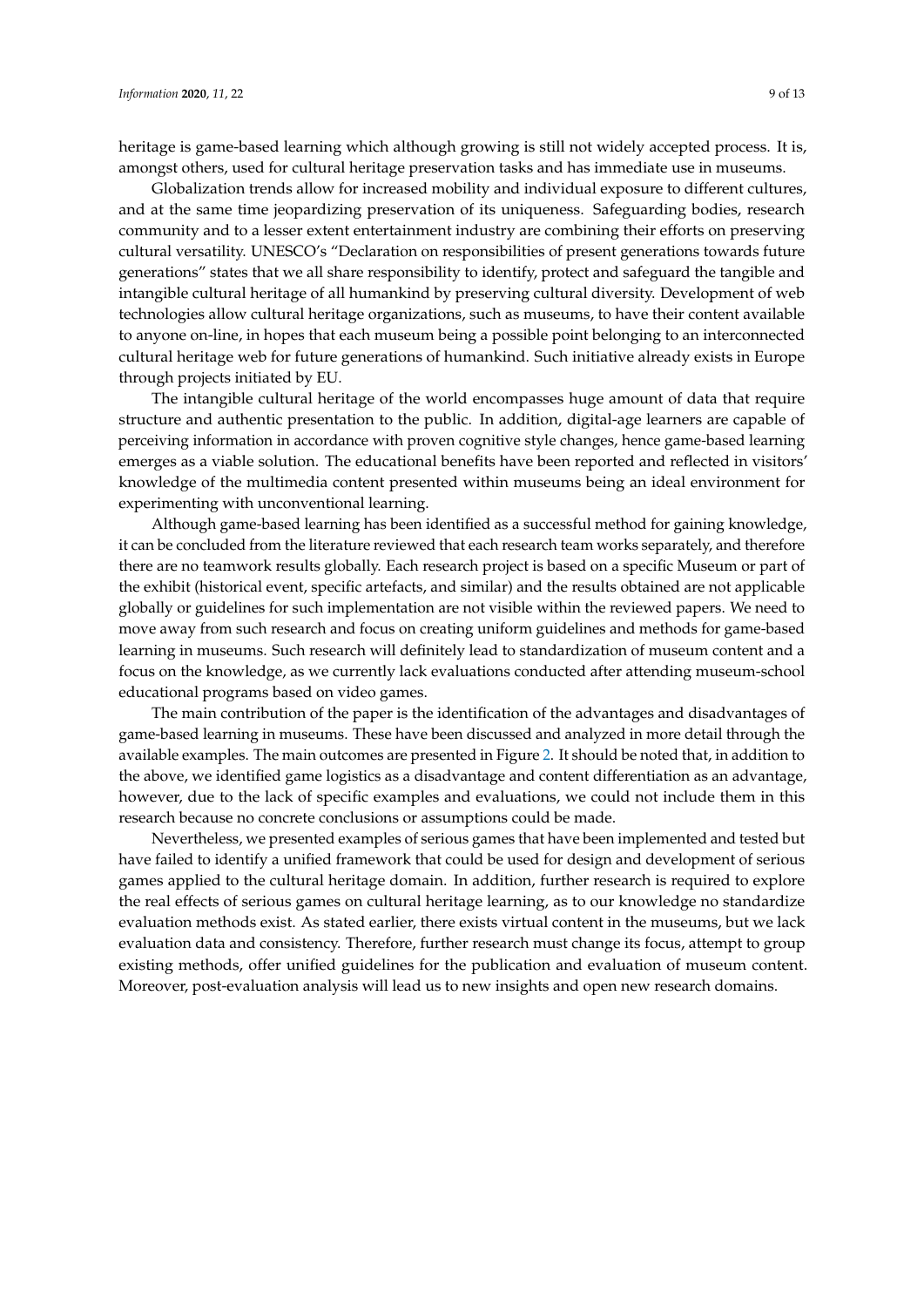heritage is game-based learning which although growing is still not widely accepted process. It is, amongst others, used for cultural heritage preservation tasks and has immediate use in museums.

Globalization trends allow for increased mobility and individual exposure to different cultures, and at the same time jeopardizing preservation of its uniqueness. Safeguarding bodies, research community and to a lesser extent entertainment industry are combining their efforts on preserving cultural versatility. UNESCO's "Declaration on responsibilities of present generations towards future generations" states that we all share responsibility to identify, protect and safeguard the tangible and intangible cultural heritage of all humankind by preserving cultural diversity. Development of web technologies allow cultural heritage organizations, such as museums, to have their content available to anyone on-line, in hopes that each museum being a possible point belonging to an interconnected cultural heritage web for future generations of humankind. Such initiative already exists in Europe through projects initiated by EU.

The intangible cultural heritage of the world encompasses huge amount of data that require structure and authentic presentation to the public. In addition, digital-age learners are capable of perceiving information in accordance with proven cognitive style changes, hence game-based learning emerges as a viable solution. The educational benefits have been reported and reflected in visitors' knowledge of the multimedia content presented within museums being an ideal environment for experimenting with unconventional learning.

Although game-based learning has been identified as a successful method for gaining knowledge, it can be concluded from the literature reviewed that each research team works separately, and therefore there are no teamwork results globally. Each research project is based on a specific Museum or part of the exhibit (historical event, specific artefacts, and similar) and the results obtained are not applicable globally or guidelines for such implementation are not visible within the reviewed papers. We need to move away from such research and focus on creating uniform guidelines and methods for game-based learning in museums. Such research will definitely lead to standardization of museum content and a focus on the knowledge, as we currently lack evaluations conducted after attending museum-school educational programs based on video games.

The main contribution of the paper is the identification of the advantages and disadvantages of game-based learning in museums. These have been discussed and analyzed in more detail through the available examples. The main outcomes are presented in Figure 2. It should be noted that, in addition to the above, we identified game logistics as a disadvantage and content differentiation as an advantage, however, due to the lack of specific examples and evaluations, we could not include them in this research because no concrete conclusions or assumptions could be made.

Nevertheless, we presented examples of serious games that have been implemented and tested but have failed to identify a unified framework that could be used for design and development of serious games applied to the cultural heritage domain. In addition, further research is required to explore the real effects of serious games on cultural heritage learning, as to our knowledge no standardize evaluation methods exist. As stated earlier, there exists virtual content in the museums, but we lack evaluation data and consistency. Therefore, further research must change its focus, attempt to group existing methods, offer unified guidelines for the publication and evaluation of museum content. Moreover, post-evaluation analysis will lead us to new insights and open new research domains.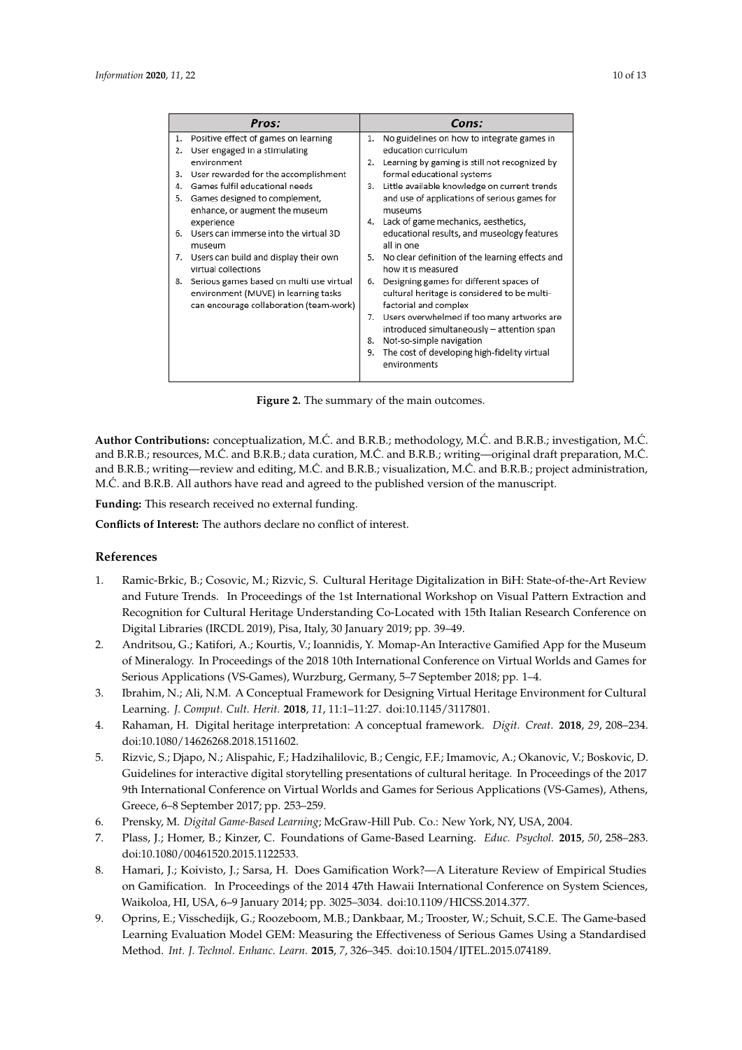| Pros: | Cons: |
|---|---|
| 1. Positive effect of games on learning<br>2. User engaged in a stimulating environment<br>3. User rewarded for the accomplishment<br>4. Games fulfil educational needs<br>5. Games designed to complement, enhance, or augment the museum experience<br>6. Users can immerse into the virtual 3D museum<br>7. Users can build and display their own virtual collections<br>8. Serious games based on multi use virtual environment (MUVE) in learning tasks can encourage collaboration (team-work) | 1. No guidelines on how to integrate games in education curriculum<br>2. Learning by gaming is still not recognized by formal educational systems<br>3. Little available knowledge on current trends and use of applications of serious games for museums<br>4. Lack of game mechanics, aesthetics, educational results, and museology features all in one<br>5. No clear definition of the learning effects and how it is measured<br>6. Designing games for different spaces of cultural heritage is considered to be multi-factorial and complex<br>7. Users overwhelmed if too many artworks are introduced simultaneously – attention span<br>8. Not-so-simple navigation<br>9. The cost of developing high-fidelity virtual environments |

**Figure 2.** The summary of the main outcomes.

**Author Contributions:** conceptualization, M.Ć. and B.R.B.; methodology, M.Ć. and B.R.B.; investigation, M.Ć. and B.R.B.; resources, M.Ć. and B.R.B.; data curation, M.Ć. and B.R.B.; writing—original draft preparation, M.Ć. and B.R.B.; writing—review and editing, M.Ć. and B.R.B.; visualization, M.Ć. and B.R.B.; project administration, M.Ć. and B.R.B. All authors have read and agreed to the published version of the manuscript.

**Funding:** This research received no external funding.

**Conflicts of Interest:** The authors declare no conflict of interest.

## References

1. Ramic-Brkic, B.; Cosovic, M.; Rizvic, S. Cultural Heritage Digitalization in BiH: State-of-the-Art Review and Future Trends. In Proceedings of the 1st International Workshop on Visual Pattern Extraction and Recognition for Cultural Heritage Understanding Co-Located with 15th Italian Research Conference on Digital Libraries (IRCDL 2019), Pisa, Italy, 30 January 2019; pp. 39–49.
2. Andritsou, G.; Katifori, A.; Kourtis, V.; Ioannidis, Y. Momap-An Interactive Gamified App for the Museum of Mineralogy. In Proceedings of the 2018 10th International Conference on Virtual Worlds and Games for Serious Applications (VS-Games), Wurzburg, Germany, 5–7 September 2018; pp. 1–4.
3. Ibrahim, N.; Ali, N.M. A Conceptual Framework for Designing Virtual Heritage Environment for Cultural Learning. *J. Comput. Cult. Herit.* **2018**, *11*, 11:1–11:27. doi:10.1145/3117801.
4. Rahaman, H. Digital heritage interpretation: A conceptual framework. *Digit. Creat.* **2018**, *29*, 208–234. doi:10.1080/14626268.2018.1511602.
5. Rizvic, S.; Djapo, N.; Alispahic, F.; Hadzihalilovic, B.; Cengic, F.F.; Imamovic, A.; Okanovic, V.; Boskovic, D. Guidelines for interactive digital storytelling presentations of cultural heritage. In Proceedings of the 2017 9th International Conference on Virtual Worlds and Games for Serious Applications (VS-Games), Athens, Greece, 6–8 September 2017; pp. 253–259.
6. Prensky, M. *Digital Game-Based Learning*; McGraw-Hill Pub. Co.: New York, NY, USA, 2004.
7. Plass, J.; Homer, B.; Kinzer, C. Foundations of Game-Based Learning. *Educ. Psychol.* **2015**, *50*, 258–283. doi:10.1080/00461520.2015.1122533.
8. Hamari, J.; Koivisto, J.; Sarsa, H. Does Gamification Work?—A Literature Review of Empirical Studies on Gamification. In Proceedings of the 2014 47th Hawaii International Conference on System Sciences, Waikoloa, HI, USA, 6–9 January 2014; pp. 3025–3034. doi:10.1109/HICSS.2014.377.
9. Oprins, E.; Visschedijk, G.; Roozeboom, M.B.; Dankbaar, M.; Trooster, W.; Schuit, S.C.E. The Game-based Learning Evaluation Model GEM: Measuring the Effectiveness of Serious Games Using a Standardised Method. *Int. J. Technol. Enhanc. Learn.* **2015**, *7*, 326–345. doi:10.1504/IJTEL.2015.074189.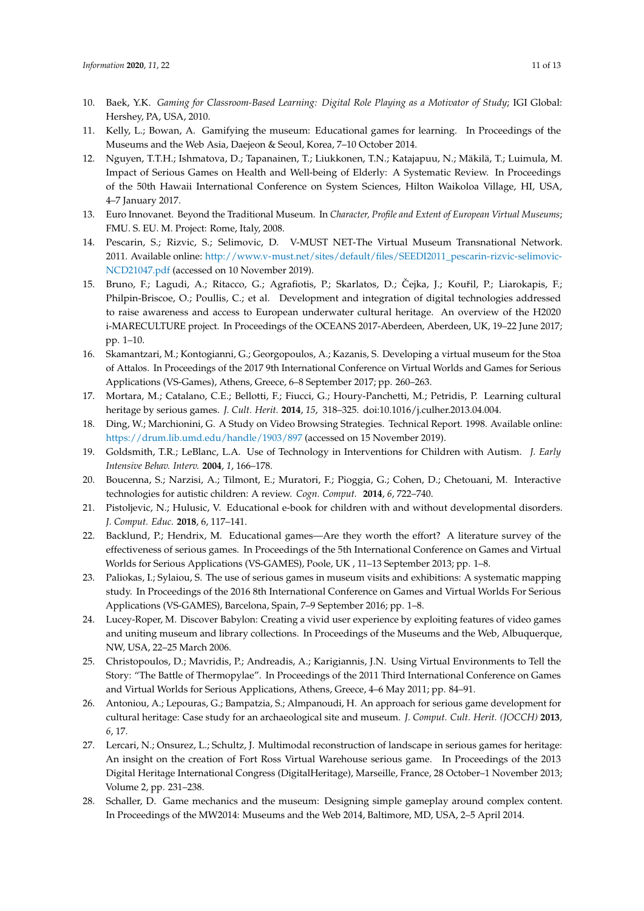10. Baek, Y.K. *Gaming for Classroom-Based Learning: Digital Role Playing as a Motivator of Study*; IGI Global: Hershey, PA, USA, 2010.
11. Kelly, L.; Bowan, A. Gamifying the museum: Educational games for learning. In Proceedings of the Museums and the Web Asia, Daejeon & Seoul, Korea, 7–10 October 2014.
12. Nguyen, T.T.H.; Ishmatova, D.; Tapanainen, T.; Liukkonen, T.N.; Katajapuu, N.; Mäkilä, T.; Luimula, M. Impact of Serious Games on Health and Well-being of Elderly: A Systematic Review. In Proceedings of the 50th Hawaii International Conference on System Sciences, Hilton Waikoloa Village, HI, USA, 4–7 January 2017.
13. Euro Innovanet. Beyond the Traditional Museum. In *Character, Profile and Extent of European Virtual Museums*; FMU. S. EU. M. Project: Rome, Italy, 2008.
14. Pescarin, S.; Rizvic, S.; Selimovic, D. V-MUST NET-The Virtual Museum Transnational Network. 2011. Available online: http://www.v-must.net/sites/default/files/SEEDI2011_pescarin-rizvic-selimovic-NCD21047.pdf (accessed on 10 November 2019).
15. Bruno, F.; Lagudi, A.; Ritacco, G.; Agrafiotis, P.; Skarlatos, D.; Čejka, J.; Kouřil, P.; Liarokapis, F.; Philpin-Briscoe, O.; Poullis, C.; et al. Development and integration of digital technologies addressed to raise awareness and access to European underwater cultural heritage. An overview of the H2020 i-MARECULTURE project. In Proceedings of the OCEANS 2017-Aberdeen, Aberdeen, UK, 19–22 June 2017; pp. 1–10.
16. Skamantzari, M.; Kontogianni, G.; Georgopoulos, A.; Kazanis, S. Developing a virtual museum for the Stoa of Attalos. In Proceedings of the 2017 9th International Conference on Virtual Worlds and Games for Serious Applications (VS-Games), Athens, Greece, 6–8 September 2017; pp. 260–263.
17. Mortara, M.; Catalano, C.E.; Bellotti, F.; Fiucci, G.; Houry-Panchetti, M.; Petridis, P. Learning cultural heritage by serious games. *J. Cult. Herit.* **2014**, *15*, 318–325. doi:10.1016/j.culher.2013.04.004.
18. Ding, W.; Marchionini, G. A Study on Video Browsing Strategies. Technical Report. 1998. Available online: https://drum.lib.umd.edu/handle/1903/897 (accessed on 15 November 2019).
19. Goldsmith, T.R.; LeBlanc, L.A. Use of Technology in Interventions for Children with Autism. *J. Early Intensive Behav. Interv.* **2004**, *1*, 166–178.
20. Boucenna, S.; Narzisi, A.; Tilmont, E.; Muratori, F.; Pioggia, G.; Cohen, D.; Chetouani, M. Interactive technologies for autistic children: A review. *Cogn. Comput.* **2014**, *6*, 722–740.
21. Pistoljevic, N.; Hulusic, V. Educational e-book for children with and without developmental disorders. *J. Comput. Educ.* **2018**, 6, 117–141.
22. Backlund, P.; Hendrix, M. Educational games—Are they worth the effort? A literature survey of the effectiveness of serious games. In Proceedings of the 5th International Conference on Games and Virtual Worlds for Serious Applications (VS-GAMES), Poole, UK , 11–13 September 2013; pp. 1–8.
23. Paliokas, I.; Sylaiou, S. The use of serious games in museum visits and exhibitions: A systematic mapping study. In Proceedings of the 2016 8th International Conference on Games and Virtual Worlds For Serious Applications (VS-GAMES), Barcelona, Spain, 7–9 September 2016; pp. 1–8.
24. Lucey-Roper, M. Discover Babylon: Creating a vivid user experience by exploiting features of video games and uniting museum and library collections. In Proceedings of the Museums and the Web, Albuquerque, NW, USA, 22–25 March 2006.
25. Christopoulos, D.; Mavridis, P.; Andreadis, A.; Karigiannis, J.N. Using Virtual Environments to Tell the Story: "The Battle of Thermopylae". In Proceedings of the 2011 Third International Conference on Games and Virtual Worlds for Serious Applications, Athens, Greece, 4–6 May 2011; pp. 84–91.
26. Antoniou, A.; Lepouras, G.; Bampatzia, S.; Almpanoudi, H. An approach for serious game development for cultural heritage: Case study for an archaeological site and museum. *J. Comput. Cult. Herit. (JOCCH)* **2013**, *6*, 17.
27. Lercari, N.; Onsurez, L.; Schultz, J. Multimodal reconstruction of landscape in serious games for heritage: An insight on the creation of Fort Ross Virtual Warehouse serious game. In Proceedings of the 2013 Digital Heritage International Congress (DigitalHeritage), Marseille, France, 28 October–1 November 2013; Volume 2, pp. 231–238.
28. Schaller, D. Game mechanics and the museum: Designing simple gameplay around complex content. In Proceedings of the MW2014: Museums and the Web 2014, Baltimore, MD, USA, 2–5 April 2014.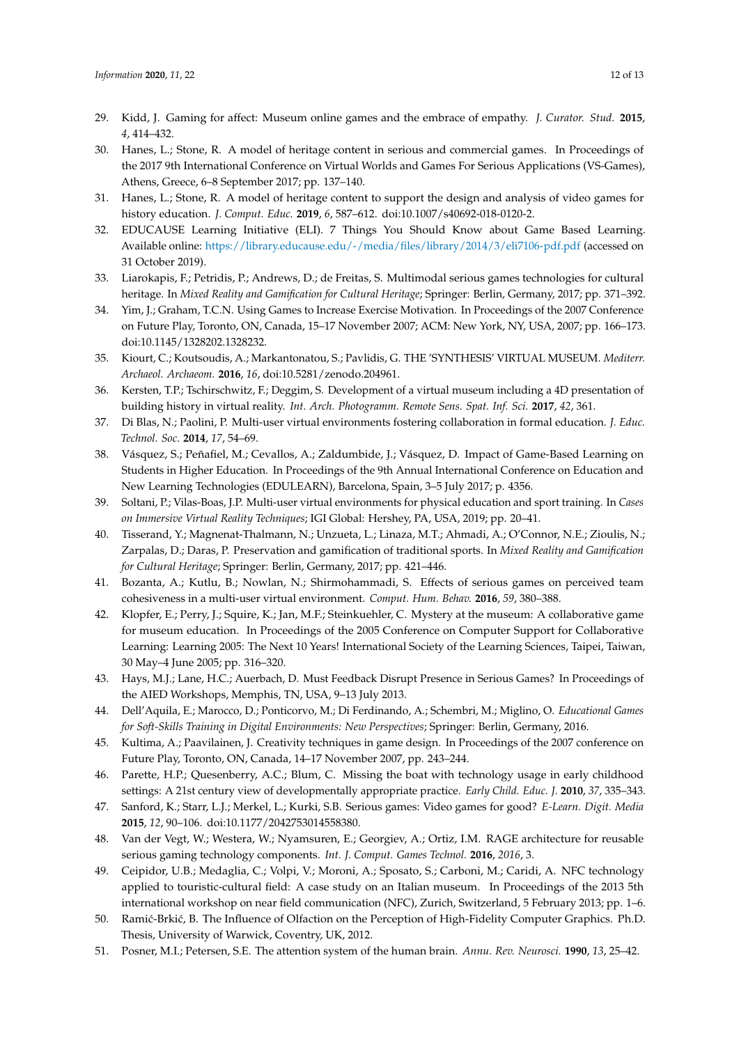29. Kidd, J. Gaming for affect: Museum online games and the embrace of empathy. *J. Curator. Stud.* **2015**, *4*, 414–432.
30. Hanes, L.; Stone, R. A model of heritage content in serious and commercial games. In Proceedings of the 2017 9th International Conference on Virtual Worlds and Games For Serious Applications (VS-Games), Athens, Greece, 6–8 September 2017; pp. 137–140.
31. Hanes, L.; Stone, R. A model of heritage content to support the design and analysis of video games for history education. *J. Comput. Educ.* **2019**, *6*, 587–612. doi:10.1007/s40692-018-0120-2.
32. EDUCAUSE Learning Initiative (ELI). 7 Things You Should Know about Game Based Learning. Available online: https://library.educause.edu/-/media/files/library/2014/3/eli7106-pdf.pdf (accessed on 31 October 2019).
33. Liarokapis, F.; Petridis, P.; Andrews, D.; de Freitas, S. Multimodal serious games technologies for cultural heritage. In *Mixed Reality and Gamification for Cultural Heritage*; Springer: Berlin, Germany, 2017; pp. 371–392.
34. Yim, J.; Graham, T.C.N. Using Games to Increase Exercise Motivation. In Proceedings of the 2007 Conference on Future Play, Toronto, ON, Canada, 15–17 November 2007; ACM: New York, NY, USA, 2007; pp. 166–173. doi:10.1145/1328202.1328232.
35. Kiourt, C.; Koutsoudis, A.; Markantonatou, S.; Pavlidis, G. THE 'SYNTHESIS' VIRTUAL MUSEUM. *Mediterr. Archaeol. Archaeom.* **2016**, *16*, doi:10.5281/zenodo.204961.
36. Kersten, T.P.; Tschirschwitz, F.; Deggim, S. Development of a virtual museum including a 4D presentation of building history in virtual reality. *Int. Arch. Photogramm. Remote Sens. Spat. Inf. Sci.* **2017**, *42*, 361.
37. Di Blas, N.; Paolini, P. Multi-user virtual environments fostering collaboration in formal education. *J. Educ. Technol. Soc.* **2014**, *17*, 54–69.
38. Vásquez, S.; Peñafiel, M.; Cevallos, A.; Zaldumbide, J.; Vásquez, D. Impact of Game-Based Learning on Students in Higher Education. In Proceedings of the 9th Annual International Conference on Education and New Learning Technologies (EDULEARN), Barcelona, Spain, 3–5 July 2017; p. 4356.
39. Soltani, P.; Vilas-Boas, J.P. Multi-user virtual environments for physical education and sport training. In *Cases on Immersive Virtual Reality Techniques*; IGI Global: Hershey, PA, USA, 2019; pp. 20–41.
40. Tisserand, Y.; Magnenat-Thalmann, N.; Unzueta, L.; Linaza, M.T.; Ahmadi, A.; O'Connor, N.E.; Zioulis, N.; Zarpalas, D.; Daras, P. Preservation and gamification of traditional sports. In *Mixed Reality and Gamification for Cultural Heritage*; Springer: Berlin, Germany, 2017; pp. 421–446.
41. Bozanta, A.; Kutlu, B.; Nowlan, N.; Shirmohammadi, S. Effects of serious games on perceived team cohesiveness in a multi-user virtual environment. *Comput. Hum. Behav.* **2016**, *59*, 380–388.
42. Klopfer, E.; Perry, J.; Squire, K.; Jan, M.F.; Steinkuehler, C. Mystery at the museum: A collaborative game for museum education. In Proceedings of the 2005 Conference on Computer Support for Collaborative Learning: Learning 2005: The Next 10 Years! International Society of the Learning Sciences, Taipei, Taiwan, 30 May–4 June 2005; pp. 316–320.
43. Hays, M.J.; Lane, H.C.; Auerbach, D. Must Feedback Disrupt Presence in Serious Games? In Proceedings of the AIED Workshops, Memphis, TN, USA, 9–13 July 2013.
44. Dell'Aquila, E.; Marocco, D.; Ponticorvo, M.; Di Ferdinando, A.; Schembri, M.; Miglino, O. *Educational Games for Soft-Skills Training in Digital Environments: New Perspectives*; Springer: Berlin, Germany, 2016.
45. Kultima, A.; Paavilainen, J. Creativity techniques in game design. In Proceedings of the 2007 conference on Future Play, Toronto, ON, Canada, 14–17 November 2007, pp. 243–244.
46. Parette, H.P.; Quesenberry, A.C.; Blum, C. Missing the boat with technology usage in early childhood settings: A 21st century view of developmentally appropriate practice. *Early Child. Educ. J.* **2010**, *37*, 335–343.
47. Sanford, K.; Starr, L.J.; Merkel, L.; Kurki, S.B. Serious games: Video games for good? *E-Learn. Digit. Media* **2015**, *12*, 90–106. doi:10.1177/2042753014558380.
48. Van der Vegt, W.; Westera, W.; Nyamsuren, E.; Georgiev, A.; Ortiz, I.M. RAGE architecture for reusable serious gaming technology components. *Int. J. Comput. Games Technol.* **2016**, *2016*, 3.
49. Ceipidor, U.B.; Medaglia, C.; Volpi, V.; Moroni, A.; Sposato, S.; Carboni, M.; Caridi, A. NFC technology applied to touristic-cultural field: A case study on an Italian museum. In Proceedings of the 2013 5th international workshop on near field communication (NFC), Zurich, Switzerland, 5 February 2013; pp. 1–6.
50. Ramić-Brkić, B. The Influence of Olfaction on the Perception of High-Fidelity Computer Graphics. Ph.D. Thesis, University of Warwick, Coventry, UK, 2012.
51. Posner, M.I.; Petersen, S.E. The attention system of the human brain. *Annu. Rev. Neurosci.* **1990**, *13*, 25–42.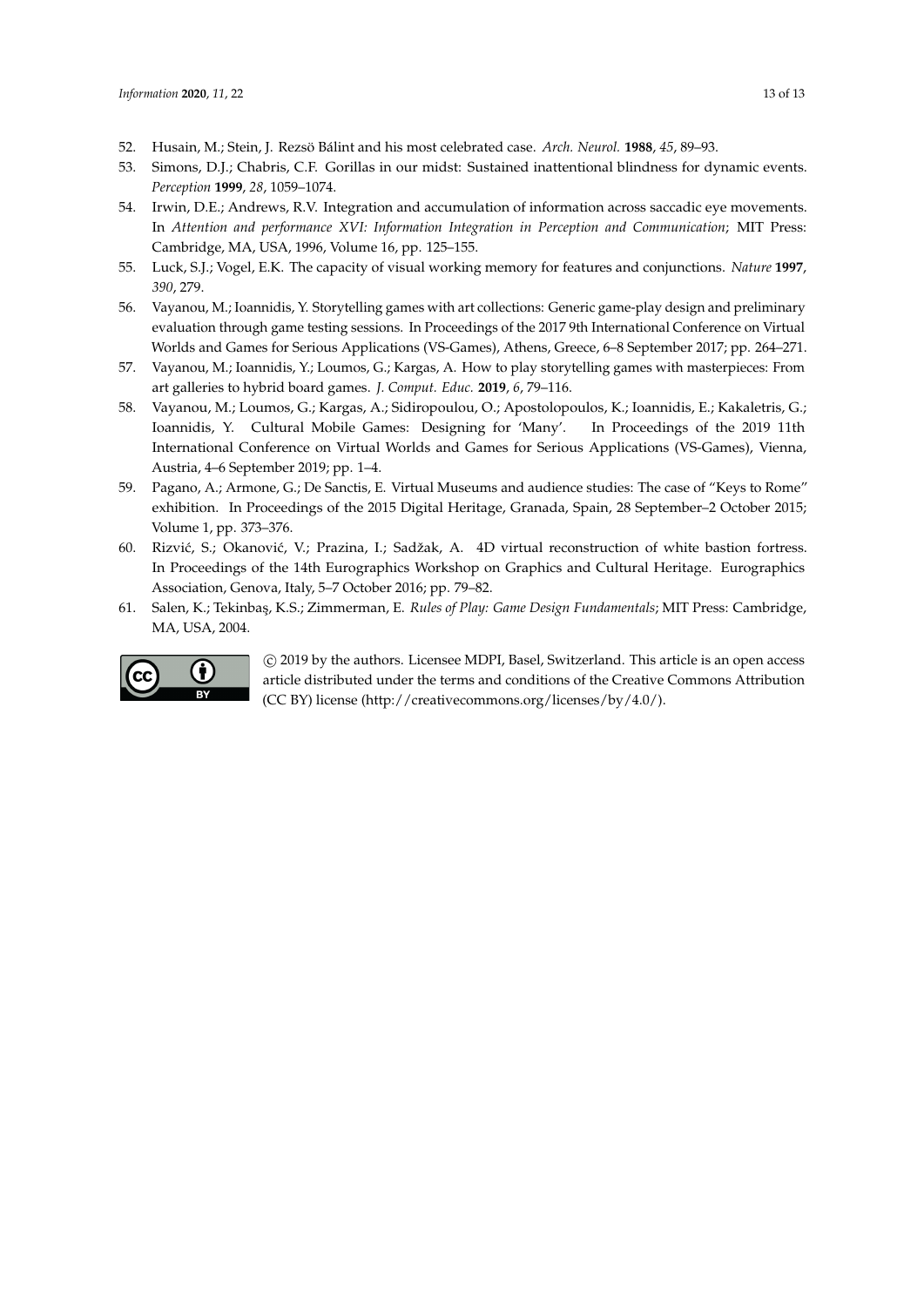52. Husain, M.; Stein, J. Rezsö Bálint and his most celebrated case. *Arch. Neurol.* **1988**, *45*, 89–93.
53. Simons, D.J.; Chabris, C.F. Gorillas in our midst: Sustained inattentional blindness for dynamic events. *Perception* **1999**, *28*, 1059–1074.
54. Irwin, D.E.; Andrews, R.V. Integration and accumulation of information across saccadic eye movements. In *Attention and performance XVI: Information Integration in Perception and Communication*; MIT Press: Cambridge, MA, USA, 1996, Volume 16, pp. 125–155.
55. Luck, S.J.; Vogel, E.K. The capacity of visual working memory for features and conjunctions. *Nature* **1997**, *390*, 279.
56. Vayanou, M.; Ioannidis, Y. Storytelling games with art collections: Generic game-play design and preliminary evaluation through game testing sessions. In Proceedings of the 2017 9th International Conference on Virtual Worlds and Games for Serious Applications (VS-Games), Athens, Greece, 6–8 September 2017; pp. 264–271.
57. Vayanou, M.; Ioannidis, Y.; Loumos, G.; Kargas, A. How to play storytelling games with masterpieces: From art galleries to hybrid board games. *J. Comput. Educ.* **2019**, *6*, 79–116.
58. Vayanou, M.; Loumos, G.; Kargas, A.; Sidiropoulou, O.; Apostolopoulos, K.; Ioannidis, E.; Kakaletris, G.; Ioannidis, Y. Cultural Mobile Games: Designing for 'Many'. In Proceedings of the 2019 11th International Conference on Virtual Worlds and Games for Serious Applications (VS-Games), Vienna, Austria, 4–6 September 2019; pp. 1–4.
59. Pagano, A.; Armone, G.; De Sanctis, E. Virtual Museums and audience studies: The case of "Keys to Rome" exhibition. In Proceedings of the 2015 Digital Heritage, Granada, Spain, 28 September–2 October 2015; Volume 1, pp. 373–376.
60. Rizvić, S.; Okanović, V.; Prazina, I.; Sadžak, A. 4D virtual reconstruction of white bastion fortress. In Proceedings of the 14th Eurographics Workshop on Graphics and Cultural Heritage. Eurographics Association, Genova, Italy, 5–7 October 2016; pp. 79–82.
61. Salen, K.; Tekinbaş, K.S.; Zimmerman, E. *Rules of Play: Game Design Fundamentals*; MIT Press: Cambridge, MA, USA, 2004.

© 2019 by the authors. Licensee MDPI, Basel, Switzerland. This article is an open access article distributed under the terms and conditions of the Creative Commons Attribution (CC BY) license (http://creativecommons.org/licenses/by/4.0/).